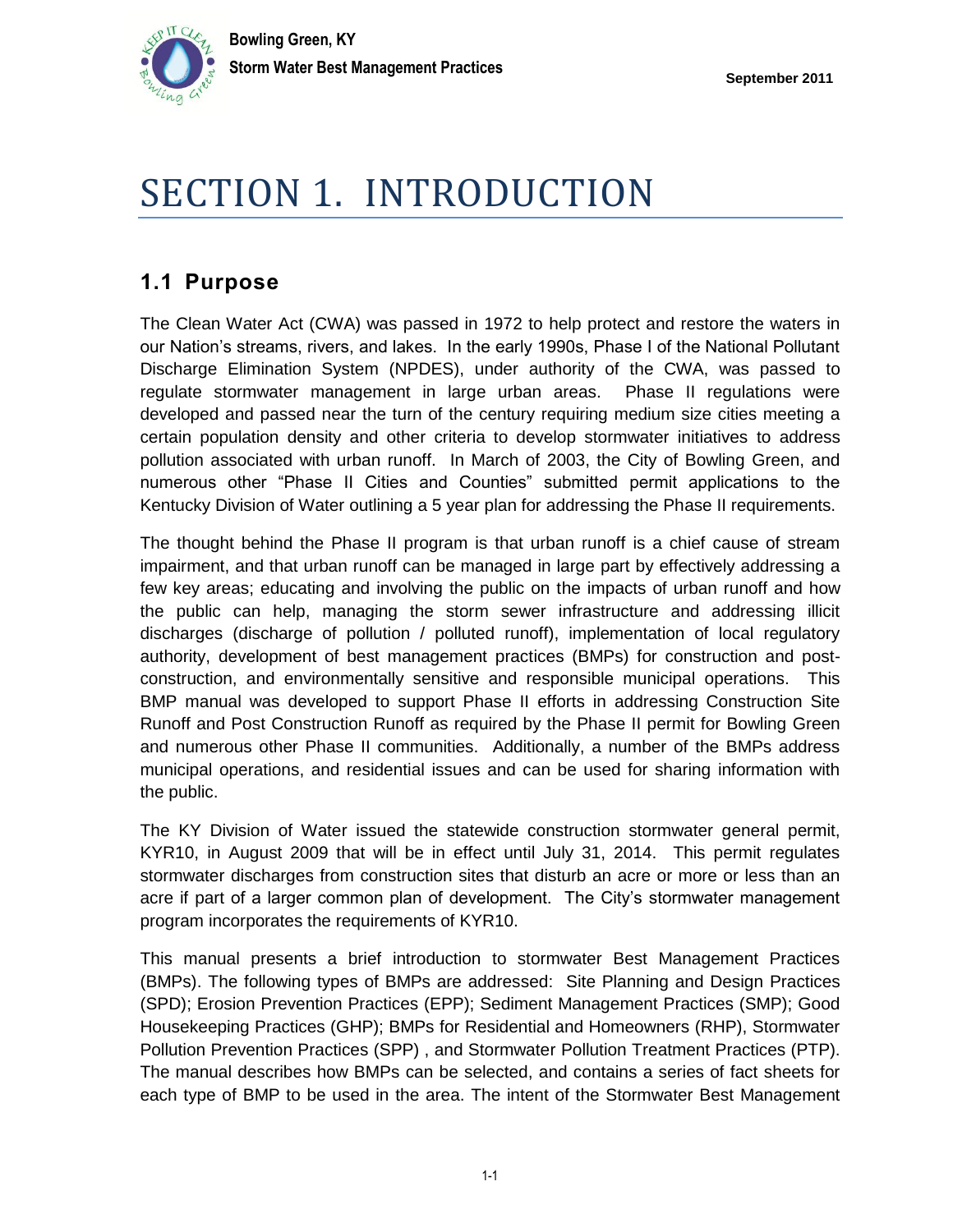# SECTION 1. INTRODUCTION

## 1.1 Purpose

The Clean Water Act (CWA) was passed in 1972 to help protect and restore the waters in our Nation's streams, rivers, and lakes. In the early 1990s, Phase I of the National Pollutant Discharge Elimination System (NPDES), under authority of the CWA, was passed to regulate stormwater management in large urban areas. Phase II regulations were developed and passed near the turn of the century requiring medium size cities meeting a certain population density and other criteria to develop stormwater initiatives to address pollution associated with urban runoff. In March of 2003, the City of Bowling Green, and numerous other "Phase II Cities and Counties" submitted permit applications to the Kentucky Division of Water outlining a 5 year plan for addressing the Phase II requirements.

The thought behind the Phase II program is that urban runoff is a chief cause of stream impairment, and that urban runoff can be managed in large part by effectively addressing a few key areas; educating and involving the public on the impacts of urban runoff and how the public can help, managing the storm sewer infrastructure and addressing illicit discharges (discharge of pollution / polluted runoff), implementation of local regulatory authority, development of best management practices (BMPs) for construction and post-construction, and environmentally sensitive and responsible municipal operations. This BMP manual was developed to support Phase II efforts in addressing Construction Site Runoff and Post Construction Runoff as required by the Phase II permit for Bowling Green and numerous other Phase II communities. Additionally, a number of the BMPs address municipal operations, and residential issues and can be used for sharing information with the public.

The KY Division of Water issued the statewide construction stormwater general permit, KYR10, in August 2009 that will be in effect until July 31, 2014. This permit regulates stormwater discharges from construction sites that disturb an acre or more or less than an acre if part of a larger common plan of development. The City's stormwater management program incorporates the requirements of KYR10.

This manual presents a brief introduction to stormwater Best Management Practices (BMPs). The following types of BMPs are addressed: Site Planning and Design Practices (SPD); Erosion Prevention Practices (EPP); Sediment Management Practices (SMP); Good Housekeeping Practices (GHP); BMPs for Residential and Homeowners (RHP), Stormwater Pollution Prevention Practices (SPP) , and Stormwater Pollution Treatment Practices (PTP). The manual describes how BMPs can be selected, and contains a series of fact sheets for each type of BMP to be used in the area. The intent of the Stormwater Best Management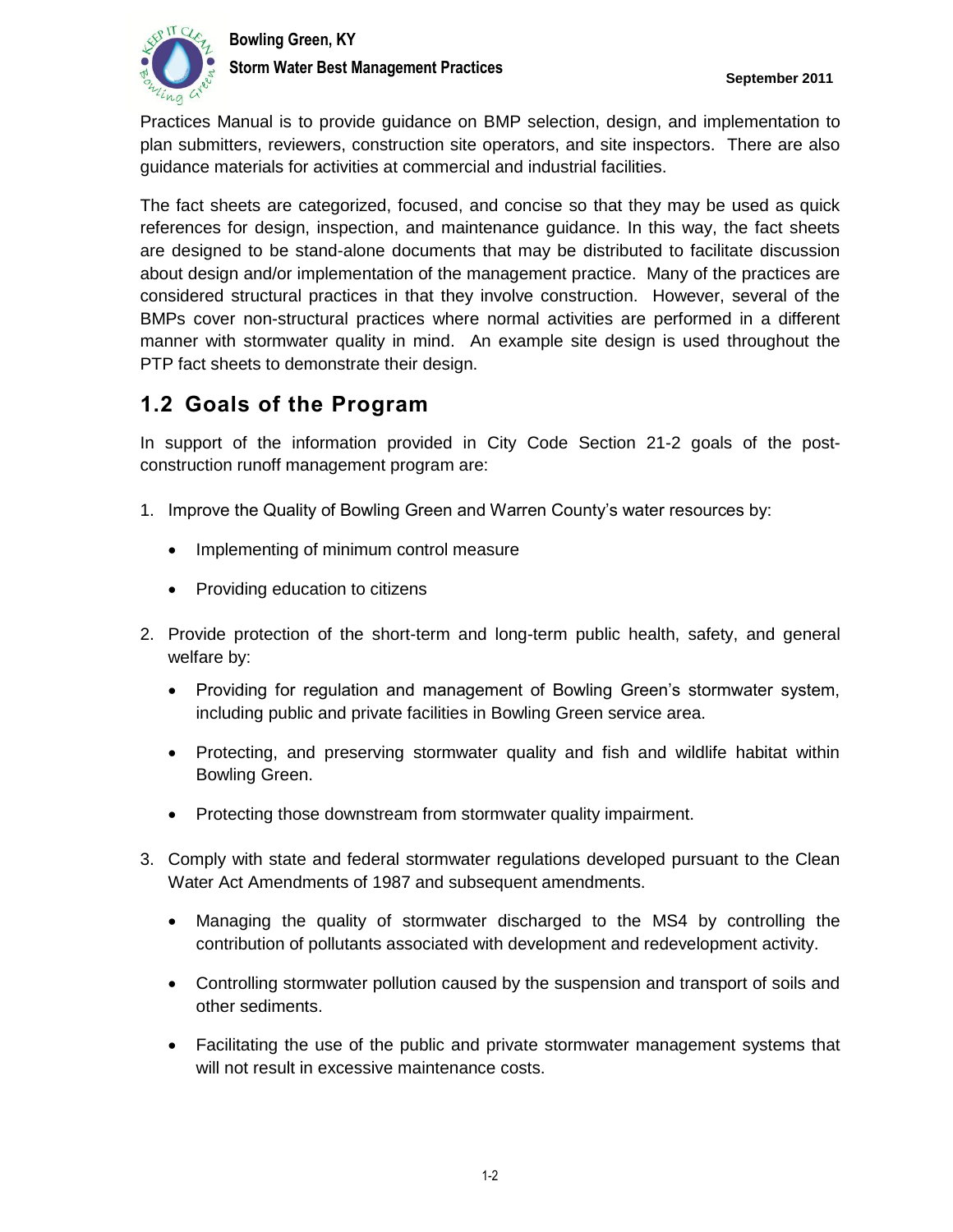Practices Manual is to provide guidance on BMP selection, design, and implementation to plan submitters, reviewers, construction site operators, and site inspectors. There are also guidance materials for activities at commercial and industrial facilities.

The fact sheets are categorized, focused, and concise so that they may be used as quick references for design, inspection, and maintenance guidance. In this way, the fact sheets are designed to be stand-alone documents that may be distributed to facilitate discussion about design and/or implementation of the management practice. Many of the practices are considered structural practices in that they involve construction. However, several of the BMPs cover non-structural practices where normal activities are performed in a different manner with stormwater quality in mind. An example site design is used throughout the PTP fact sheets to demonstrate their design.

## 1.2 Goals of the Program

In support of the information provided in City Code Section 21-2 goals of the post-construction runoff management program are:

1. Improve the Quality of Bowling Green and Warren County's water resources by:
   - Implementing of minimum control measure
   - Providing education to citizens
2. Provide protection of the short-term and long-term public health, safety, and general welfare by:
   - Providing for regulation and management of Bowling Green's stormwater system, including public and private facilities in Bowling Green service area.
   - Protecting, and preserving stormwater quality and fish and wildlife habitat within Bowling Green.
   - Protecting those downstream from stormwater quality impairment.
3. Comply with state and federal stormwater regulations developed pursuant to the Clean Water Act Amendments of 1987 and subsequent amendments.
   - Managing the quality of stormwater discharged to the MS4 by controlling the contribution of pollutants associated with development and redevelopment activity.
   - Controlling stormwater pollution caused by the suspension and transport of soils and other sediments.
   - Facilitating the use of the public and private stormwater management systems that will not result in excessive maintenance costs.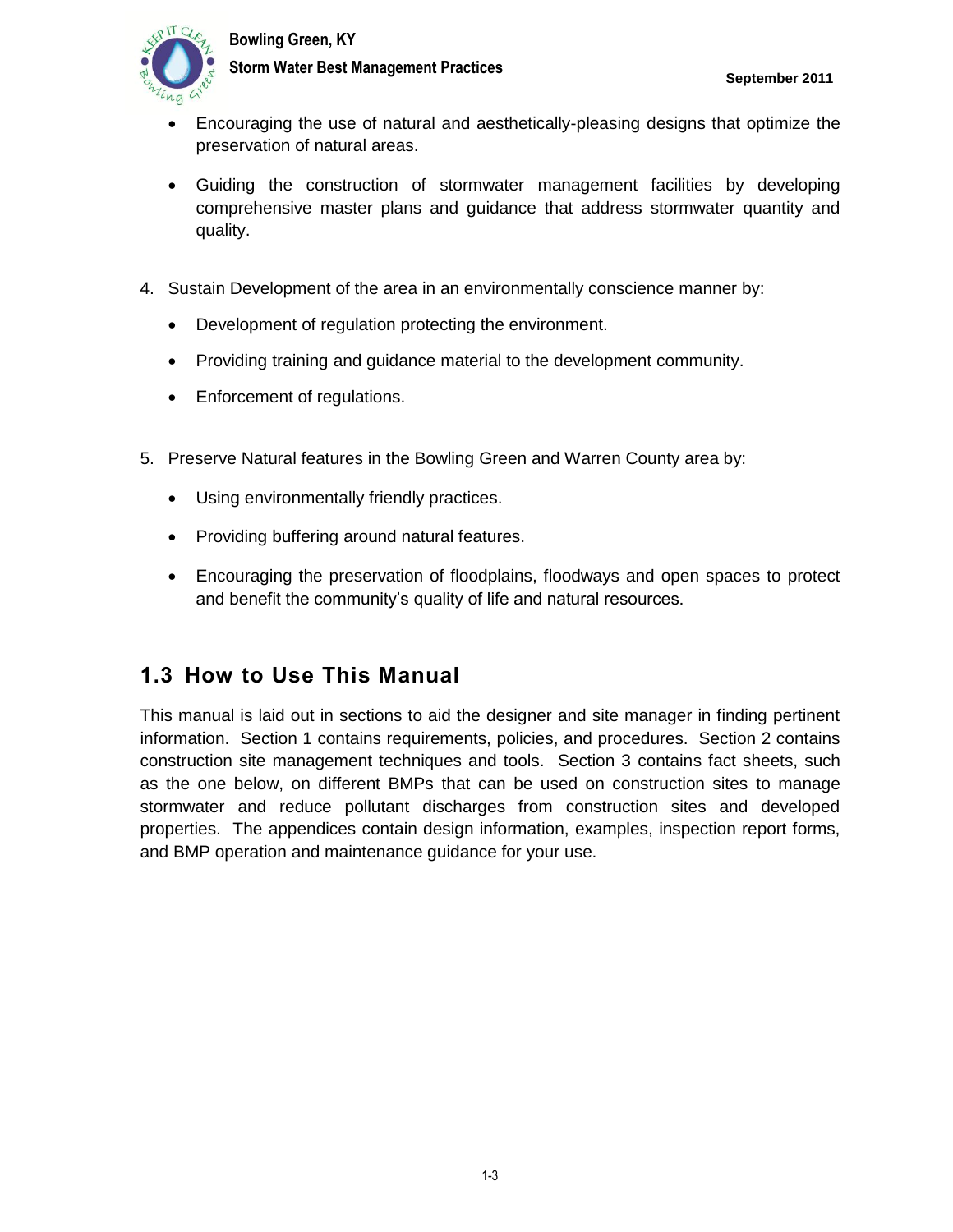- Encouraging the use of natural and aesthetically-pleasing designs that optimize the preservation of natural areas.

- Guiding the construction of stormwater management facilities by developing comprehensive master plans and guidance that address stormwater quantity and quality.

4. Sustain Development of the area in an environmentally conscience manner by:

   - Development of regulation protecting the environment.

   - Providing training and guidance material to the development community.

   - Enforcement of regulations.

5. Preserve Natural features in the Bowling Green and Warren County area by:

   - Using environmentally friendly practices.

   - Providing buffering around natural features.

   - Encouraging the preservation of floodplains, floodways and open spaces to protect and benefit the community's quality of life and natural resources.

## 1.3 How to Use This Manual

This manual is laid out in sections to aid the designer and site manager in finding pertinent information. Section 1 contains requirements, policies, and procedures. Section 2 contains construction site management techniques and tools. Section 3 contains fact sheets, such as the one below, on different BMPs that can be used on construction sites to manage stormwater and reduce pollutant discharges from construction sites and developed properties. The appendices contain design information, examples, inspection report forms, and BMP operation and maintenance guidance for your use.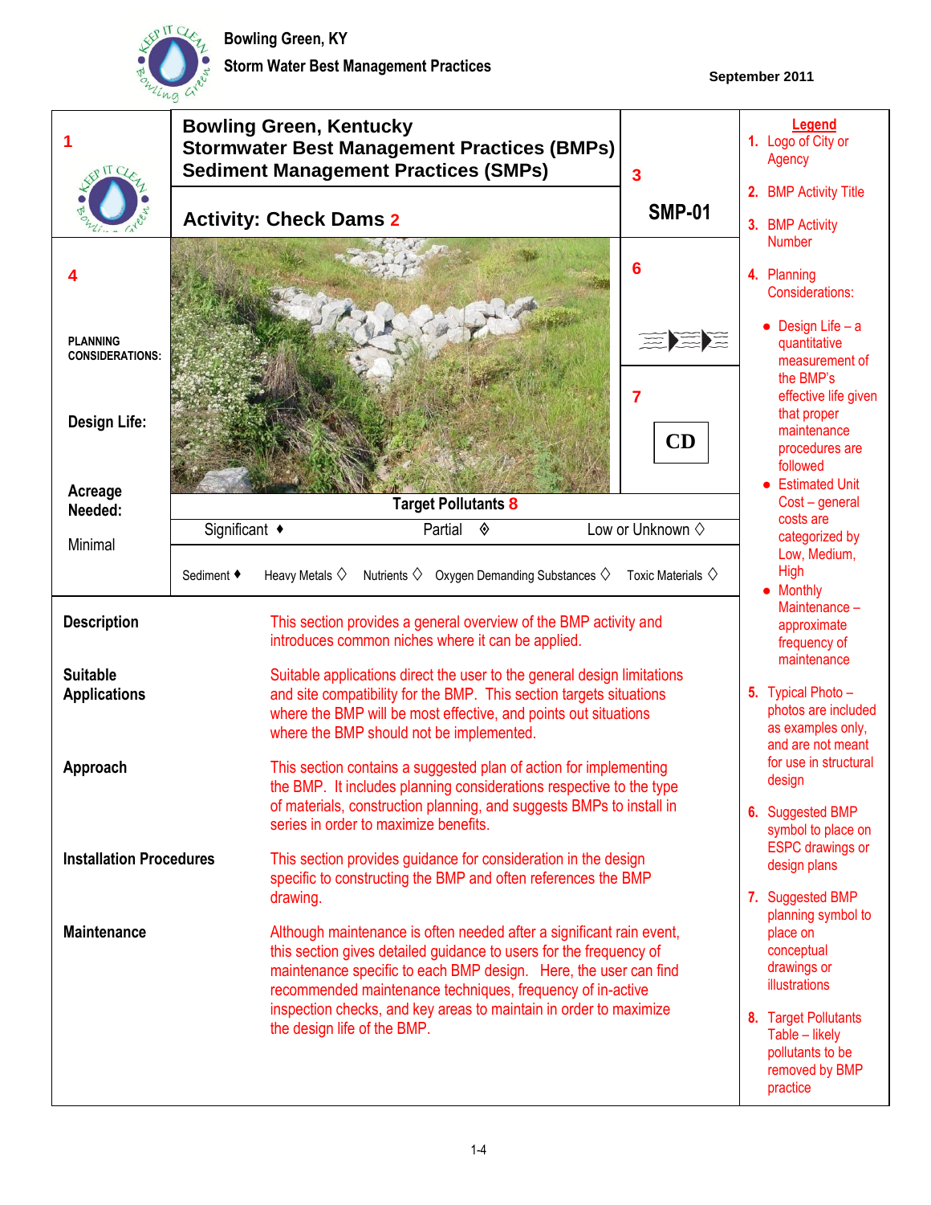Bowling Green, KY
Storm Water Best Management Practices

September 2011

| 1 | Bowling Green, Kentucky<br>Stormwater Best Management Practices (BMPs)<br>Sediment Management Practices (SMPs)<br><br>Activity: Check Dams 2 | 3<br><br>SMP-01 |
|---|---|---|
| 4<br><br>PLANNING CONSIDERATIONS:<br><br>Design Life:<br><br>Acreage Needed:<br><br>Minimal | | 6<br><br>7<br><br>CD |

| Target Pollutants 8 | | | | |
|---|---|---|---|---|
| Significant ♦ | | Partial ◈ | | Low or Unknown ◊ |
| Sediment ♦ | Heavy Metals ◊ | Nutrients ◊ | Oxygen Demanding Substances ◊ | Toxic Materials ◊ |

**Description**

This section provides a general overview of the BMP activity and introduces common niches where it can be applied.

**Suitable Applications**

Suitable applications direct the user to the general design limitations and site compatibility for the BMP. This section targets situations where the BMP will be most effective, and points out situations where the BMP should not be implemented.

**Approach**

This section contains a suggested plan of action for implementing the BMP. It includes planning considerations respective to the type of materials, construction planning, and suggests BMPs to install in series in order to maximize benefits.

**Installation Procedures**

This section provides guidance for consideration in the design specific to constructing the BMP and often references the BMP drawing.

**Maintenance**

Although maintenance is often needed after a significant rain event, this section gives detailed guidance to users for the frequency of maintenance specific to each BMP design. Here, the user can find recommended maintenance techniques, frequency of in-active inspection checks, and key areas to maintain in order to maximize the design life of the BMP.

**Legend**

1. Logo of City or Agency
2. BMP Activity Title
3. BMP Activity Number
4. Planning Considerations:
   - Design Life – a quantitative measurement of the BMP's effective life given that proper maintenance procedures are followed
   - Estimated Unit Cost – general costs are categorized by Low, Medium, High
   - Monthly Maintenance – approximate frequency of maintenance
5. Typical Photo – photos are included as examples only, and are not meant for use in structural design
6. Suggested BMP symbol to place on ESPC drawings or design plans
7. Suggested BMP planning symbol to place on conceptual drawings or illustrations
8. Target Pollutants Table – likely pollutants to be removed by BMP practice